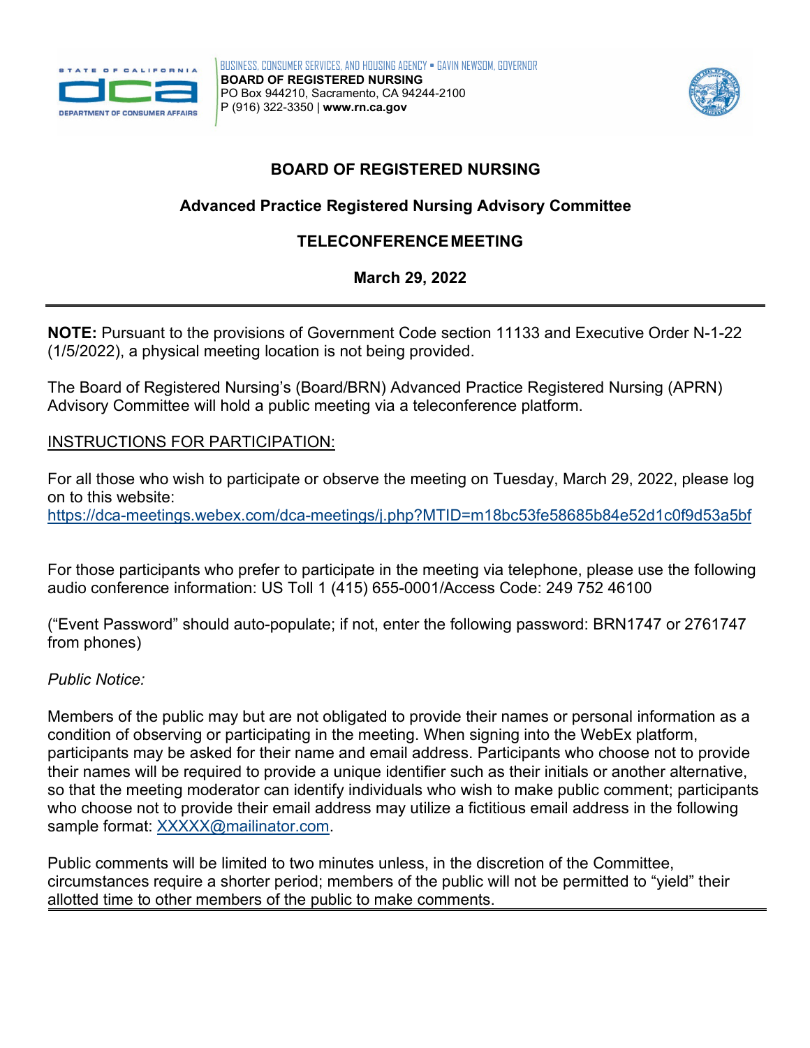BUSINESS, CONSUMER SERVICES, AND HOUSING AGENCY • GAVIN NEWSOM, GOVERNOR
**BOARD OF REGISTERED NURSING**
PO Box 944210, Sacramento, CA 94244-2100
P (916) 322-3350 | **www.rn.ca.gov**

# BOARD OF REGISTERED NURSING

## Advanced Practice Registered Nursing Advisory Committee

## TELECONFERENCE MEETING

**March 29, 2022**

---

**NOTE:** Pursuant to the provisions of Government Code section 11133 and Executive Order N-1-22 (1/5/2022), a physical meeting location is not being provided.

The Board of Registered Nursing's (Board/BRN) Advanced Practice Registered Nursing (APRN) Advisory Committee will hold a public meeting via a teleconference platform.

INSTRUCTIONS FOR PARTICIPATION:

For all those who wish to participate or observe the meeting on Tuesday, March 29, 2022, please log on to this website:
https://dca-meetings.webex.com/dca-meetings/j.php?MTID=m18bc53fe58685b84e52d1c0f9d53a5bf

For those participants who prefer to participate in the meeting via telephone, please use the following audio conference information: US Toll 1 (415) 655-0001/Access Code: 249 752 46100

("Event Password" should auto-populate; if not, enter the following password: BRN1747 or 2761747 from phones)

*Public Notice:*

Members of the public may but are not obligated to provide their names or personal information as a condition of observing or participating in the meeting. When signing into the WebEx platform, participants may be asked for their name and email address. Participants who choose not to provide their names will be required to provide a unique identifier such as their initials or another alternative, so that the meeting moderator can identify individuals who wish to make public comment; participants who choose not to provide their email address may utilize a fictitious email address in the following sample format: XXXXX@mailinator.com.

Public comments will be limited to two minutes unless, in the discretion of the Committee, circumstances require a shorter period; members of the public will not be permitted to "yield" their allotted time to other members of the public to make comments.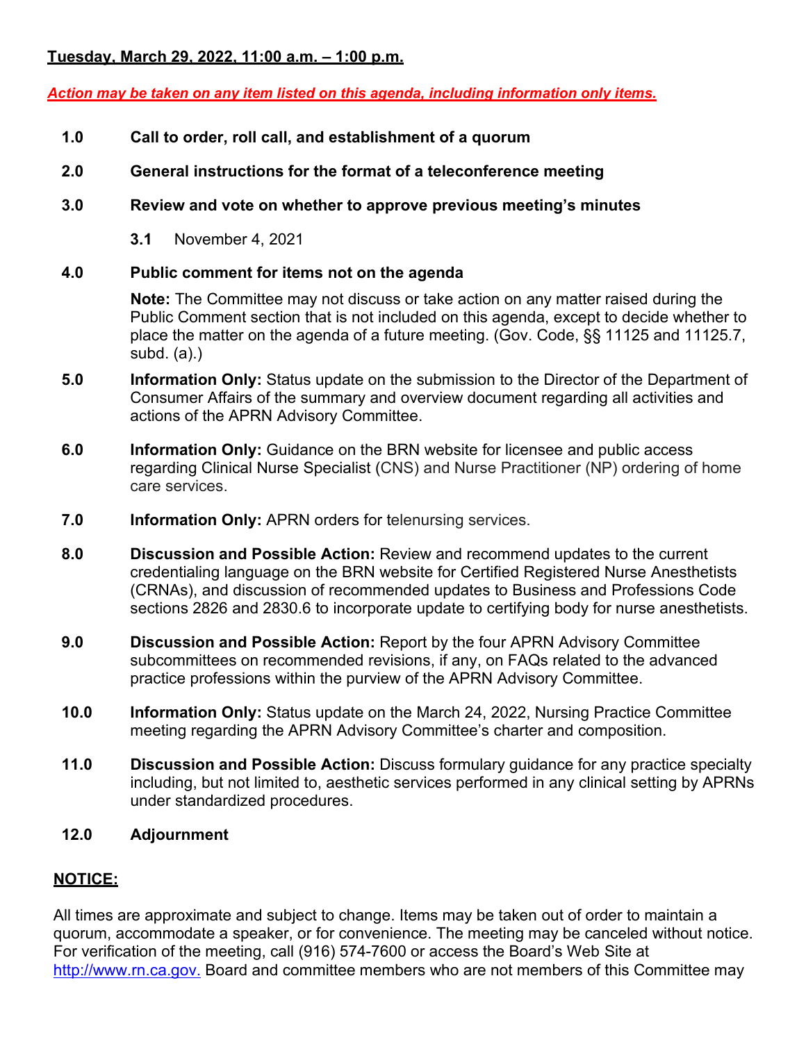**Tuesday, March 29, 2022, 11:00 a.m. – 1:00 p.m.**

***Action may be taken on any item listed on this agenda, including information only items.***

**1.0 Call to order, roll call, and establishment of a quorum**

**2.0 General instructions for the format of a teleconference meeting**

**3.0 Review and vote on whether to approve previous meeting's minutes**

**3.1** November 4, 2021

**4.0 Public comment for items not on the agenda**

**Note:** The Committee may not discuss or take action on any matter raised during the Public Comment section that is not included on this agenda, except to decide whether to place the matter on the agenda of a future meeting. (Gov. Code, §§ 11125 and 11125.7, subd. (a).)

**5.0 Information Only:** Status update on the submission to the Director of the Department of Consumer Affairs of the summary and overview document regarding all activities and actions of the APRN Advisory Committee.

**6.0 Information Only:** Guidance on the BRN website for licensee and public access regarding Clinical Nurse Specialist (CNS) and Nurse Practitioner (NP) ordering of home care services.

**7.0 Information Only:** APRN orders for telenursing services.

**8.0 Discussion and Possible Action:** Review and recommend updates to the current credentialing language on the BRN website for Certified Registered Nurse Anesthetists (CRNAs), and discussion of recommended updates to Business and Professions Code sections 2826 and 2830.6 to incorporate update to certifying body for nurse anesthetists.

**9.0 Discussion and Possible Action:** Report by the four APRN Advisory Committee subcommittees on recommended revisions, if any, on FAQs related to the advanced practice professions within the purview of the APRN Advisory Committee.

**10.0 Information Only:** Status update on the March 24, 2022, Nursing Practice Committee meeting regarding the APRN Advisory Committee's charter and composition.

**11.0 Discussion and Possible Action:** Discuss formulary guidance for any practice specialty including, but not limited to, aesthetic services performed in any clinical setting by APRNs under standardized procedures.

**12.0 Adjournment**

**NOTICE:**

All times are approximate and subject to change. Items may be taken out of order to maintain a quorum, accommodate a speaker, or for convenience. The meeting may be canceled without notice. For verification of the meeting, call (916) 574-7600 or access the Board's Web Site at http://www.rn.ca.gov. Board and committee members who are not members of this Committee may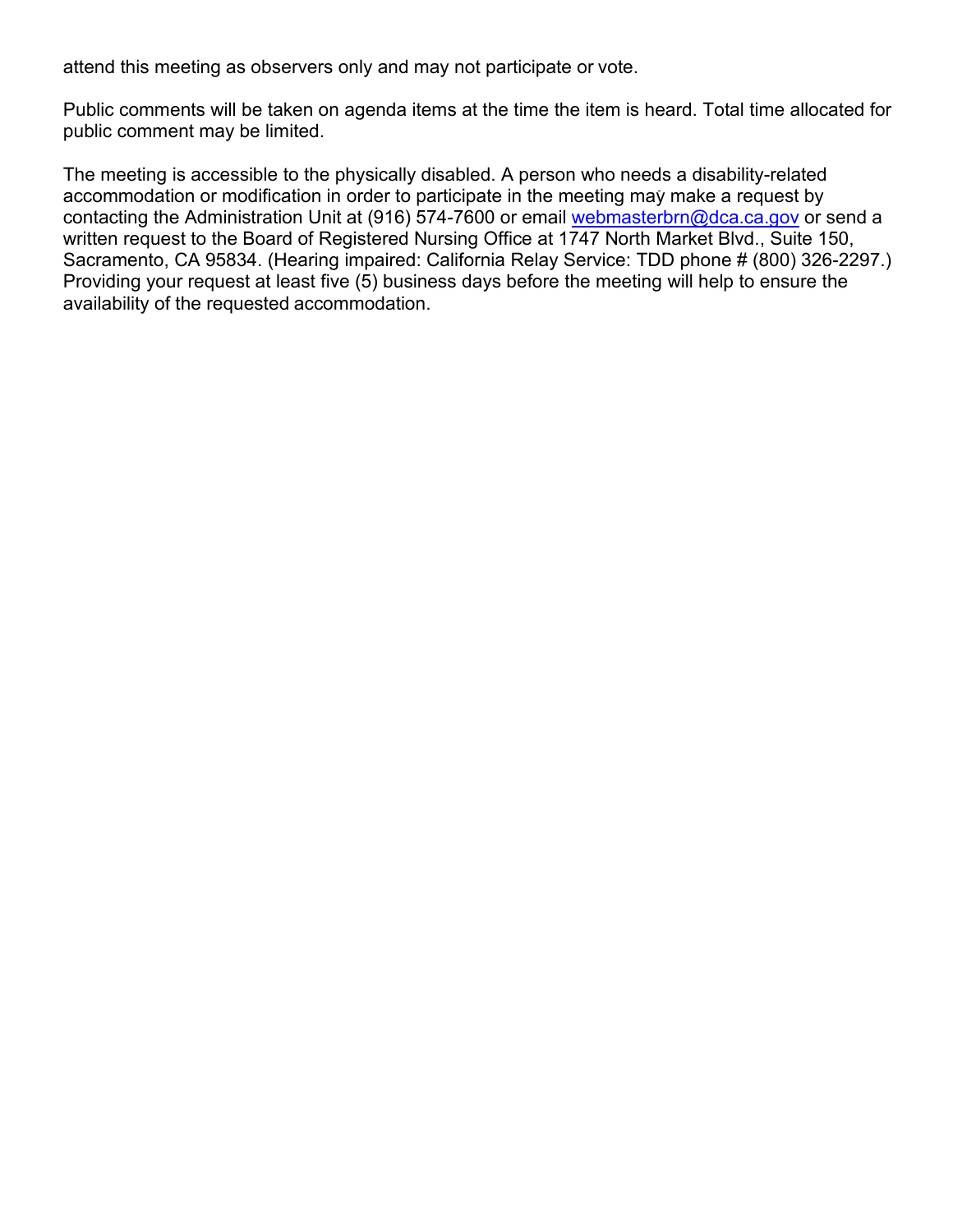attend this meeting as observers only and may not participate or vote.

Public comments will be taken on agenda items at the time the item is heard. Total time allocated for public comment may be limited.

The meeting is accessible to the physically disabled. A person who needs a disability-related accommodation or modification in order to participate in the meeting may make a request by contacting the Administration Unit at (916) 574-7600 or email webmasterbrn@dca.ca.gov or send a written request to the Board of Registered Nursing Office at 1747 North Market Blvd., Suite 150, Sacramento, CA 95834. (Hearing impaired: California Relay Service: TDD phone # (800) 326-2297.) Providing your request at least five (5) business days before the meeting will help to ensure the availability of the requested accommodation.